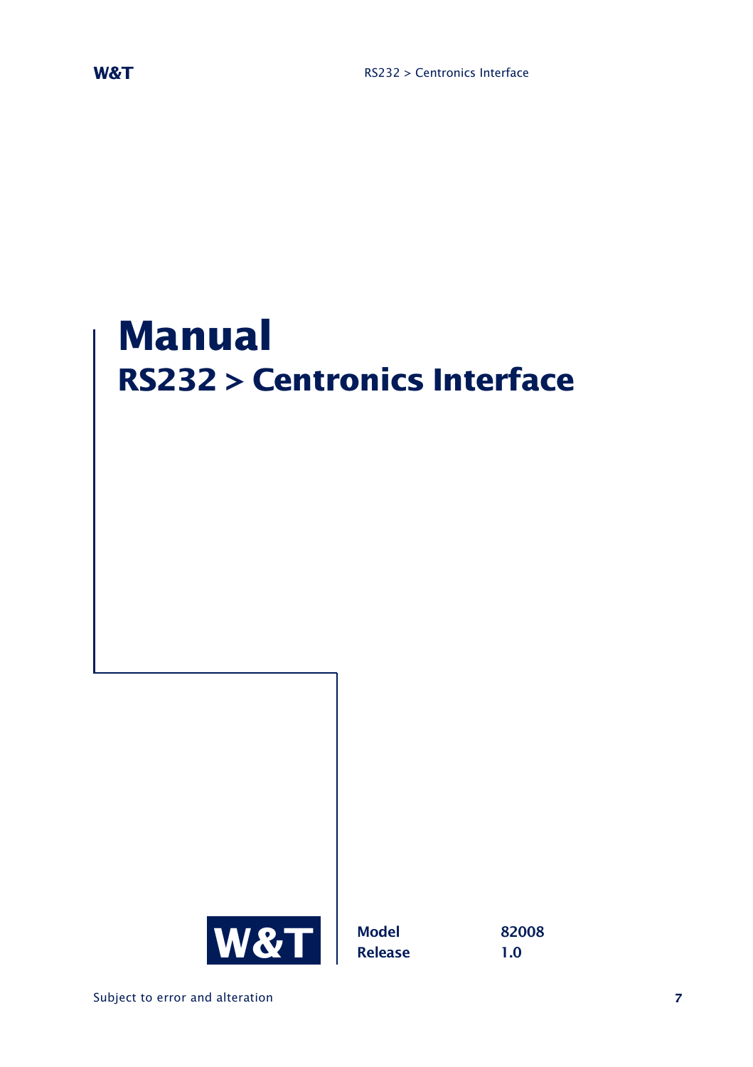# Manual

## RS232 > Centronics Interface

W&T

| | |
|---|---|
| **Model** | **82008** |
| **Release** | **1.0** |

Subject to error and alteration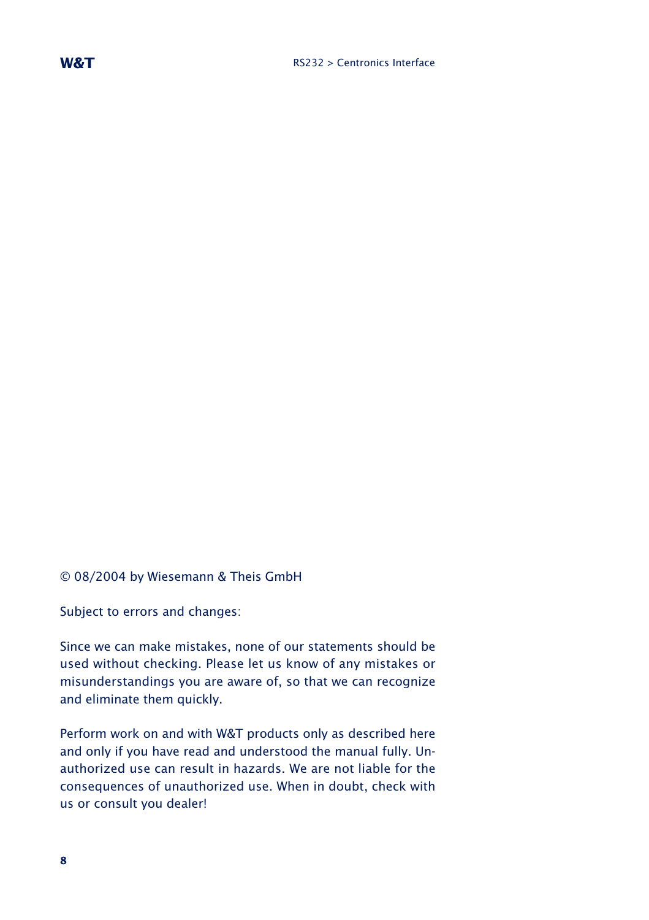© 08/2004 by Wiesemann & Theis GmbH

Subject to errors and changes:

Since we can make mistakes, none of our statements should be used without checking. Please let us know of any mistakes or misunderstandings you are aware of, so that we can recognize and eliminate them quickly.

Perform work on and with W&T products only as described here and only if you have read and understood the manual fully. Unauthorized use can result in hazards. We are not liable for the consequences of unauthorized use. When in doubt, check with us or consult you dealer!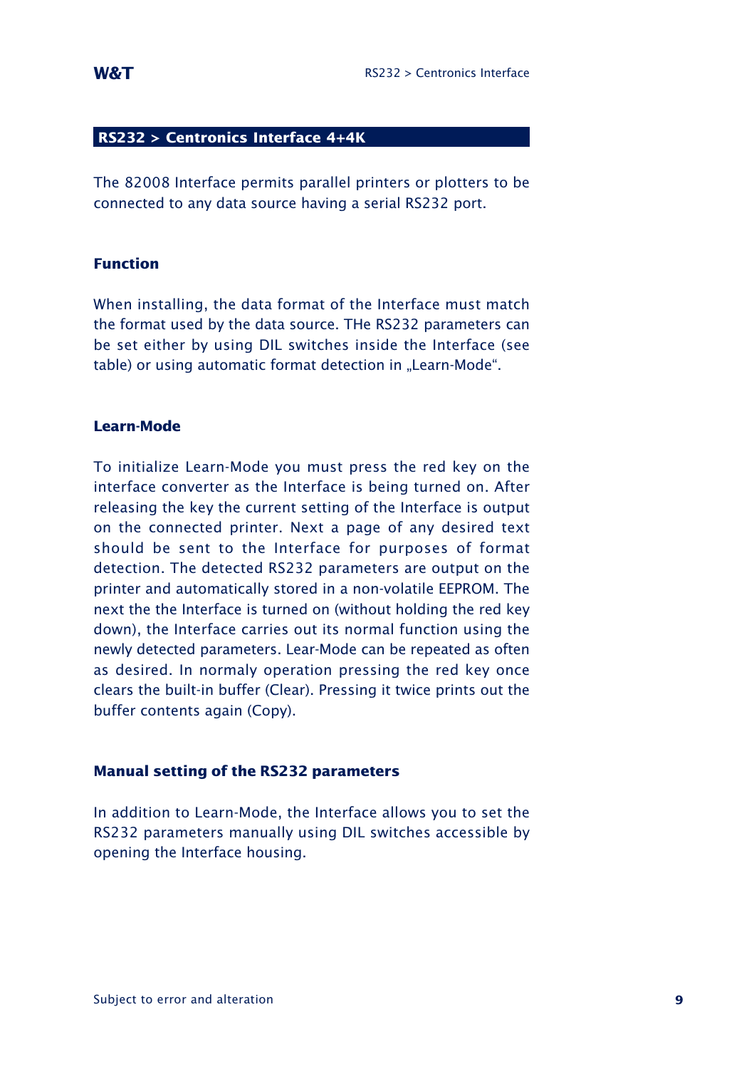## RS232 > Centronics Interface 4+4K

The 82008 Interface permits parallel printers or plotters to be connected to any data source having a serial RS232 port.

### Function

When installing, the data format of the Interface must match the format used by the data source. THe RS232 parameters can be set either by using DIL switches inside the Interface (see table) or using automatic format detection in „Learn-Mode“.

### Learn-Mode

To initialize Learn-Mode you must press the red key on the interface converter as the Interface is being turned on. After releasing the key the current setting of the Interface is output on the connected printer. Next a page of any desired text should be sent to the Interface for purposes of format detection. The detected RS232 parameters are output on the printer and automatically stored in a non-volatile EEPROM. The next the the Interface is turned on (without holding the red key down), the Interface carries out its normal function using the newly detected parameters. Lear-Mode can be repeated as often as desired. In normaly operation pressing the red key once clears the built-in buffer (Clear). Pressing it twice prints out the buffer contents again (Copy).

### Manual setting of the RS232 parameters

In addition to Learn-Mode, the Interface allows you to set the RS232 parameters manually using DIL switches accessible by opening the Interface housing.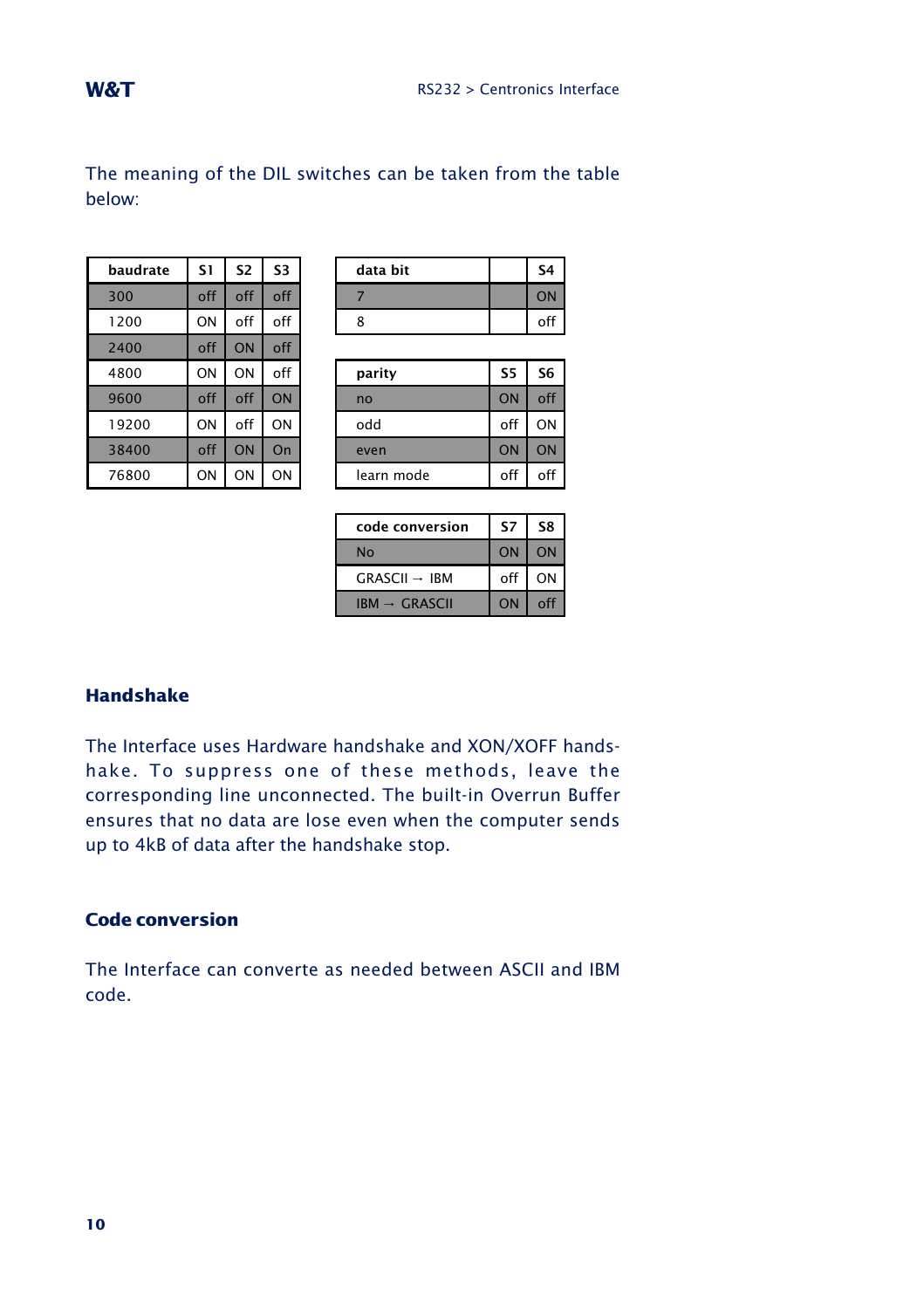The meaning of the DIL switches can be taken from the table below:

| baudrate | S1 | S2 | S3 |
|---|---|---|---|
| 300 | off | off | off |
| 1200 | ON | off | off |
| 2400 | off | ON | off |
| 4800 | ON | ON | off |
| 9600 | off | off | ON |
| 19200 | ON | off | ON |
| 38400 | off | ON | On |
| 76800 | ON | ON | ON |

| data bit | | S4 |
|---|---|---|
| 7 | | ON |
| 8 | | off |

| parity | S5 | S6 |
|---|---|---|
| no | ON | off |
| odd | off | ON |
| even | ON | ON |
| learn mode | off | off |

| code conversion | S7 | S8 |
|---|---|---|
| No | ON | ON |
| GRASCII → IBM | off | ON |
| IBM → GRASCII | ON | off |

## Handshake

The Interface uses Hardware handshake and XON/XOFF handshake. To suppress one of these methods, leave the corresponding line unconnected. The built-in Overrun Buffer ensures that no data are lose even when the computer sends up to 4kB of data after the handshake stop.

## Code conversion

The Interface can converte as needed between ASCII and IBM code.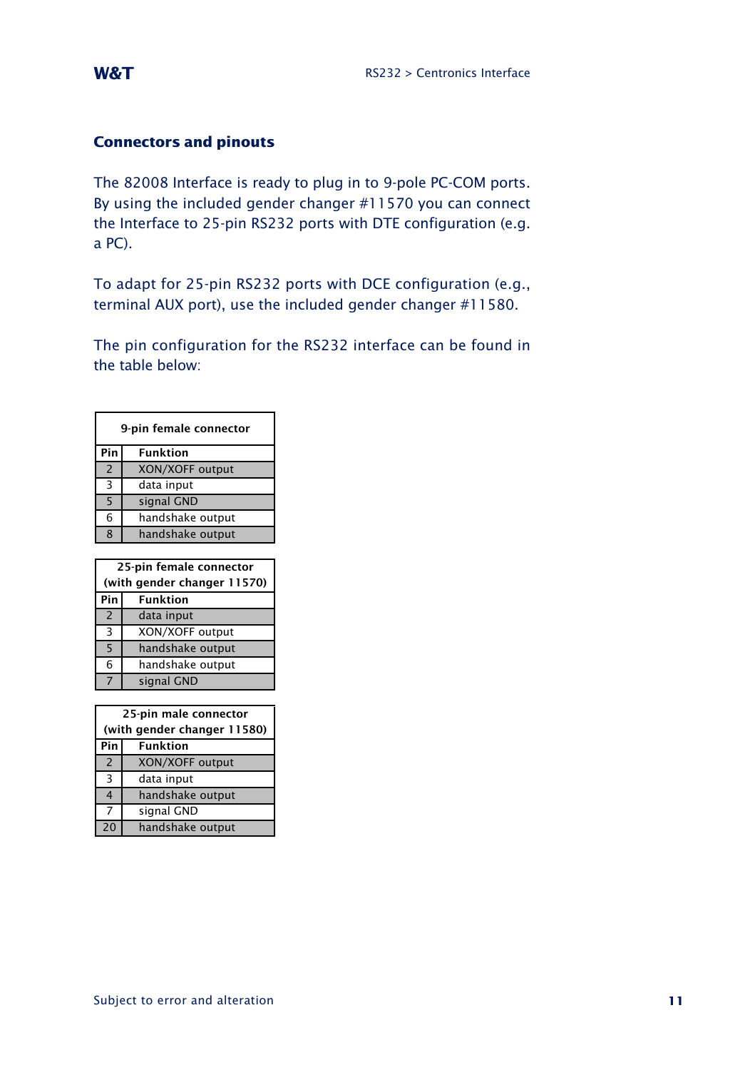## Connectors and pinouts

The 82008 Interface is ready to plug in to 9-pole PC-COM ports. By using the included gender changer #11570 you can connect the Interface to 25-pin RS232 ports with DTE configuration (e.g. a PC).

To adapt for 25-pin RS232 ports with DCE configuration (e.g., terminal AUX port), use the included gender changer #11580.

The pin configuration for the RS232 interface can be found in the table below:

| 9-pin female connector | |
|---|---|
| **Pin** | **Funktion** |
| 2 | XON/XOFF output |
| 3 | data input |
| 5 | signal GND |
| 6 | handshake output |
| 8 | handshake output |

| 25-pin female connector (with gender changer 11570) | |
|---|---|
| **Pin** | **Funktion** |
| 2 | data input |
| 3 | XON/XOFF output |
| 5 | handshake output |
| 6 | handshake output |
| 7 | signal GND |

| 25-pin male connector (with gender changer 11580) | |
|---|---|
| **Pin** | **Funktion** |
| 2 | XON/XOFF output |
| 3 | data input |
| 4 | handshake output |
| 7 | signal GND |
| 20 | handshake output |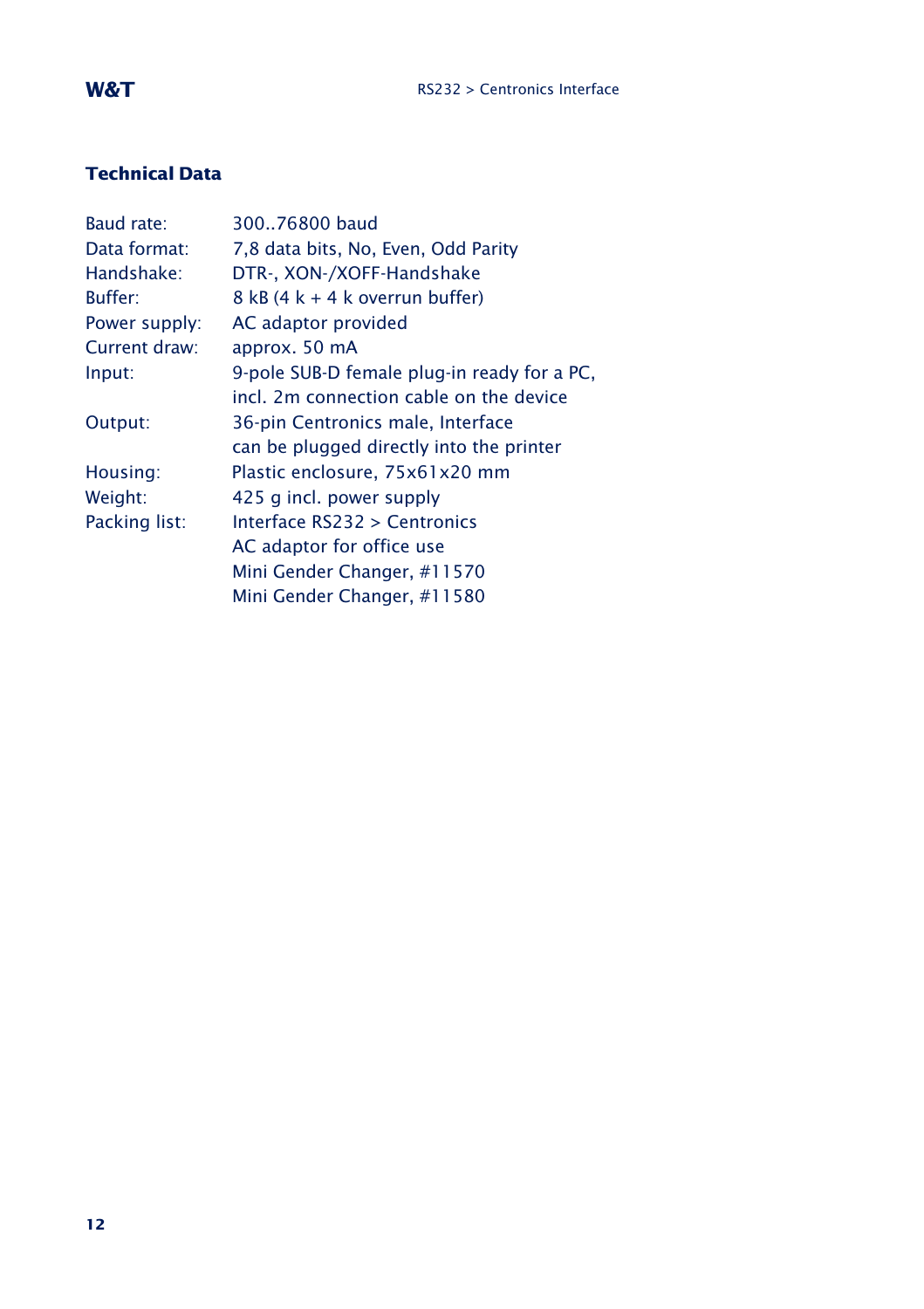## Technical Data

| | |
|---|---|
| Baud rate: | 300..76800 baud |
| Data format: | 7,8 data bits, No, Even, Odd Parity |
| Handshake: | DTR-, XON-/XOFF-Handshake |
| Buffer: | 8 kB (4 k + 4 k overrun buffer) |
| Power supply: | AC adaptor provided |
| Current draw: | approx. 50 mA |
| Input: | 9-pole SUB-D female plug-in ready for a PC, incl. 2m connection cable on the device |
| Output: | 36-pin Centronics male, Interface can be plugged directly into the printer |
| Housing: | Plastic enclosure, 75x61x20 mm |
| Weight: | 425 g incl. power supply |
| Packing list: | Interface RS232 > Centronics<br>AC adaptor for office use<br>Mini Gender Changer, #11570<br>Mini Gender Changer, #11580 |